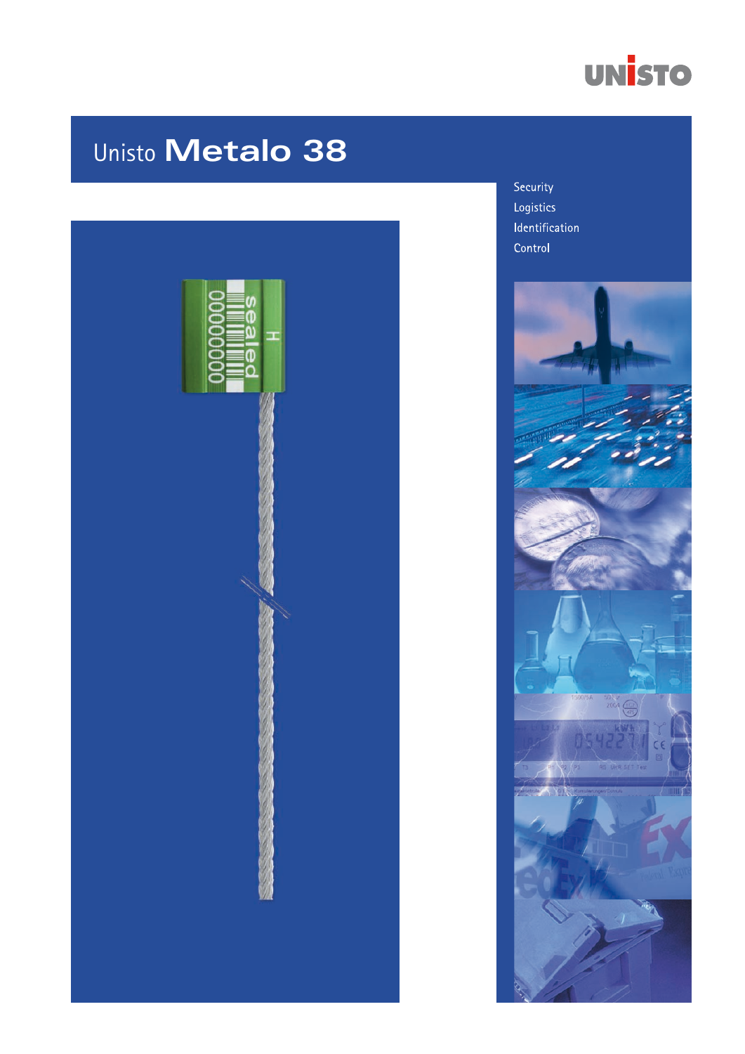UNISTO

# Unisto Metalo 38

Security
Logistics
Identification
Control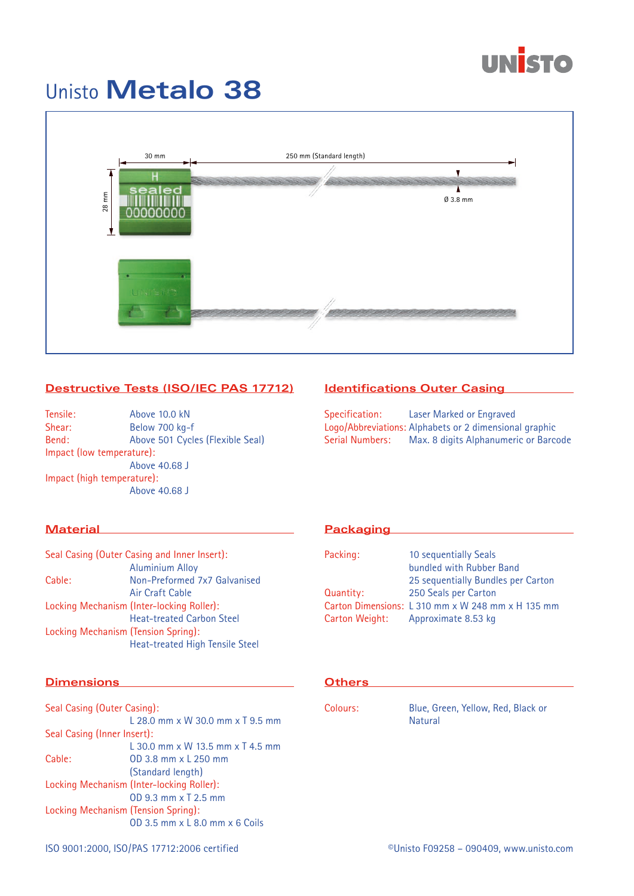# Unisto **Metalo 38**

30 mm
250 mm (Standard length)
28 mm
Ø 3.8 mm

## Destructive Tests (ISO/IEC PAS 17712)

| | |
|---|---|
| Tensile: | Above 10.0 kN |
| Shear: | Below 700 kg-f |
| Bend: | Above 501 Cycles (Flexible Seal) |
| Impact (low temperature): | Above 40.68 J |
| Impact (high temperature): | Above 40.68 J |

## Identifications Outer Casing

| | |
|---|---|
| Specification: | Laser Marked or Engraved |
| Logo/Abbreviations: | Alphabets or 2 dimensional graphic |
| Serial Numbers: | Max. 8 digits Alphanumeric or Barcode |

## Material

| | |
|---|---|
| Seal Casing (Outer Casing and Inner Insert): | Aluminium Alloy |
| Cable: | Non-Preformed 7x7 Galvanised Air Craft Cable |
| Locking Mechanism (Inter-locking Roller): | Heat-treated Carbon Steel |
| Locking Mechanism (Tension Spring): | Heat-treated High Tensile Steel |

## Packaging

| | |
|---|---|
| Packing: | 10 sequentially Seals bundled with Rubber Band 25 sequentially Bundles per Carton |
| Quantity: | 250 Seals per Carton |
| Carton Dimensions: | L 310 mm x W 248 mm x H 135 mm |
| Carton Weight: | Approximate 8.53 kg |

## Dimensions

| | |
|---|---|
| Seal Casing (Outer Casing): | L 28.0 mm x W 30.0 mm x T 9.5 mm |
| Seal Casing (Inner Insert): | L 30.0 mm x W 13.5 mm x T 4.5 mm |
| Cable: | OD 3.8 mm x L 250 mm (Standard length) |
| Locking Mechanism (Inter-locking Roller): | OD 9.3 mm x T 2.5 mm |
| Locking Mechanism (Tension Spring): | OD 3.5 mm x L 8.0 mm x 6 Coils |

## Others

| | |
|---|---|
| Colours: | Blue, Green, Yellow, Red, Black or Natural |

ISO 9001:2000, ISO/PAS 17712:2006 certified

©Unisto F09258 – 090409, www.unisto.com